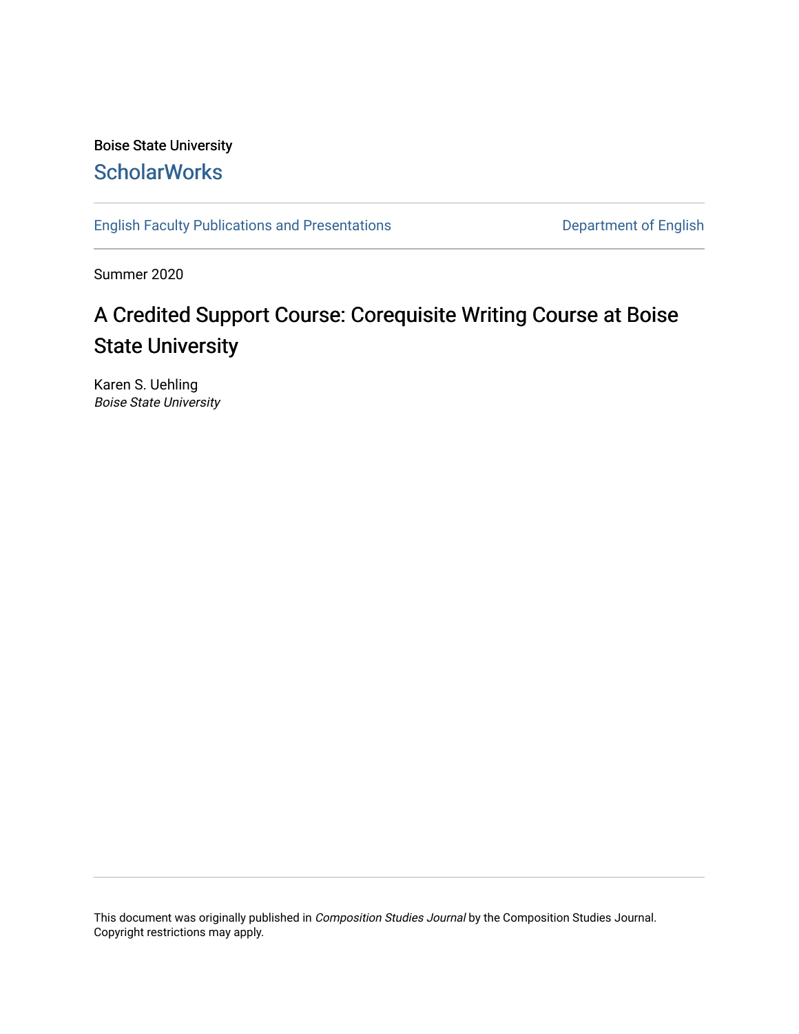Boise State University

# ScholarWorks

English Faculty Publications and Presentations | Department of English

Summer 2020

## A Credited Support Course: Corequisite Writing Course at Boise State University

Karen S. Uehling
*Boise State University*

This document was originally published in *Composition Studies Journal* by the Composition Studies Journal. Copyright restrictions may apply.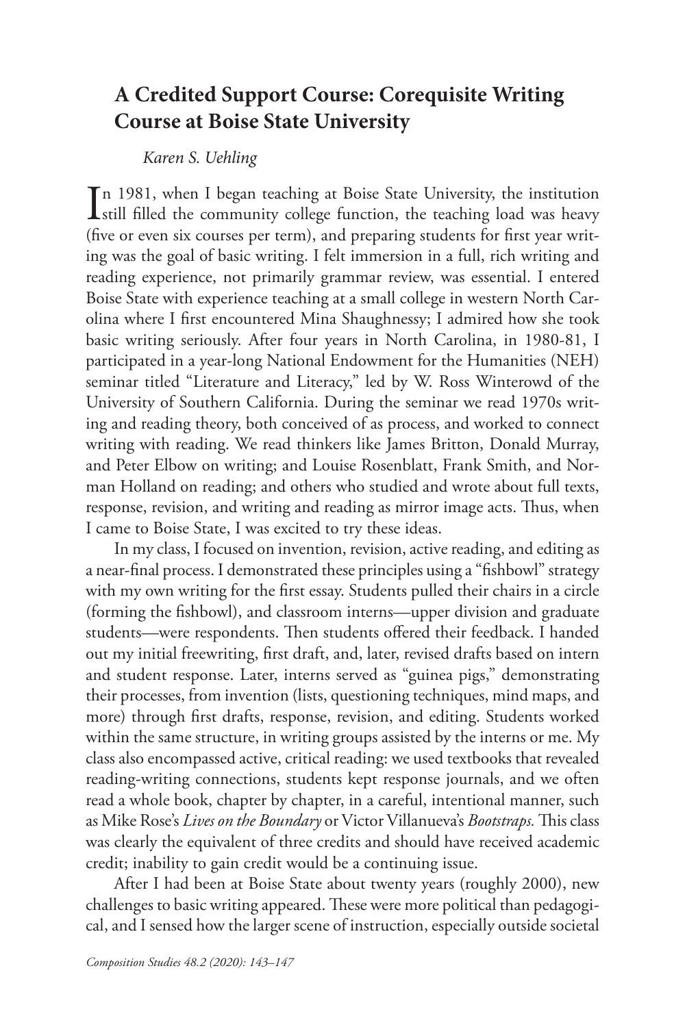## A Credited Support Course: Corequisite Writing Course at Boise State University

*Karen S. Uehling*

In 1981, when I began teaching at Boise State University, the institution still filled the community college function, the teaching load was heavy (five or even six courses per term), and preparing students for first year writing was the goal of basic writing. I felt immersion in a full, rich writing and reading experience, not primarily grammar review, was essential. I entered Boise State with experience teaching at a small college in western North Carolina where I first encountered Mina Shaughnessy; I admired how she took basic writing seriously. After four years in North Carolina, in 1980-81, I participated in a year-long National Endowment for the Humanities (NEH) seminar titled "Literature and Literacy," led by W. Ross Winterowd of the University of Southern California. During the seminar we read 1970s writing and reading theory, both conceived of as process, and worked to connect writing with reading. We read thinkers like James Britton, Donald Murray, and Peter Elbow on writing; and Louise Rosenblatt, Frank Smith, and Norman Holland on reading; and others who studied and wrote about full texts, response, revision, and writing and reading as mirror image acts. Thus, when I came to Boise State, I was excited to try these ideas.

In my class, I focused on invention, revision, active reading, and editing as a near-final process. I demonstrated these principles using a "fishbowl" strategy with my own writing for the first essay. Students pulled their chairs in a circle (forming the fishbowl), and classroom interns—upper division and graduate students—were respondents. Then students offered their feedback. I handed out my initial freewriting, first draft, and, later, revised drafts based on intern and student response. Later, interns served as "guinea pigs," demonstrating their processes, from invention (lists, questioning techniques, mind maps, and more) through first drafts, response, revision, and editing. Students worked within the same structure, in writing groups assisted by the interns or me. My class also encompassed active, critical reading: we used textbooks that revealed reading-writing connections, students kept response journals, and we often read a whole book, chapter by chapter, in a careful, intentional manner, such as Mike Rose's *Lives on the Boundary* or Victor Villanueva's *Bootstraps*. This class was clearly the equivalent of three credits and should have received academic credit; inability to gain credit would be a continuing issue.

After I had been at Boise State about twenty years (roughly 2000), new challenges to basic writing appeared. These were more political than pedagogical, and I sensed how the larger scene of instruction, especially outside societal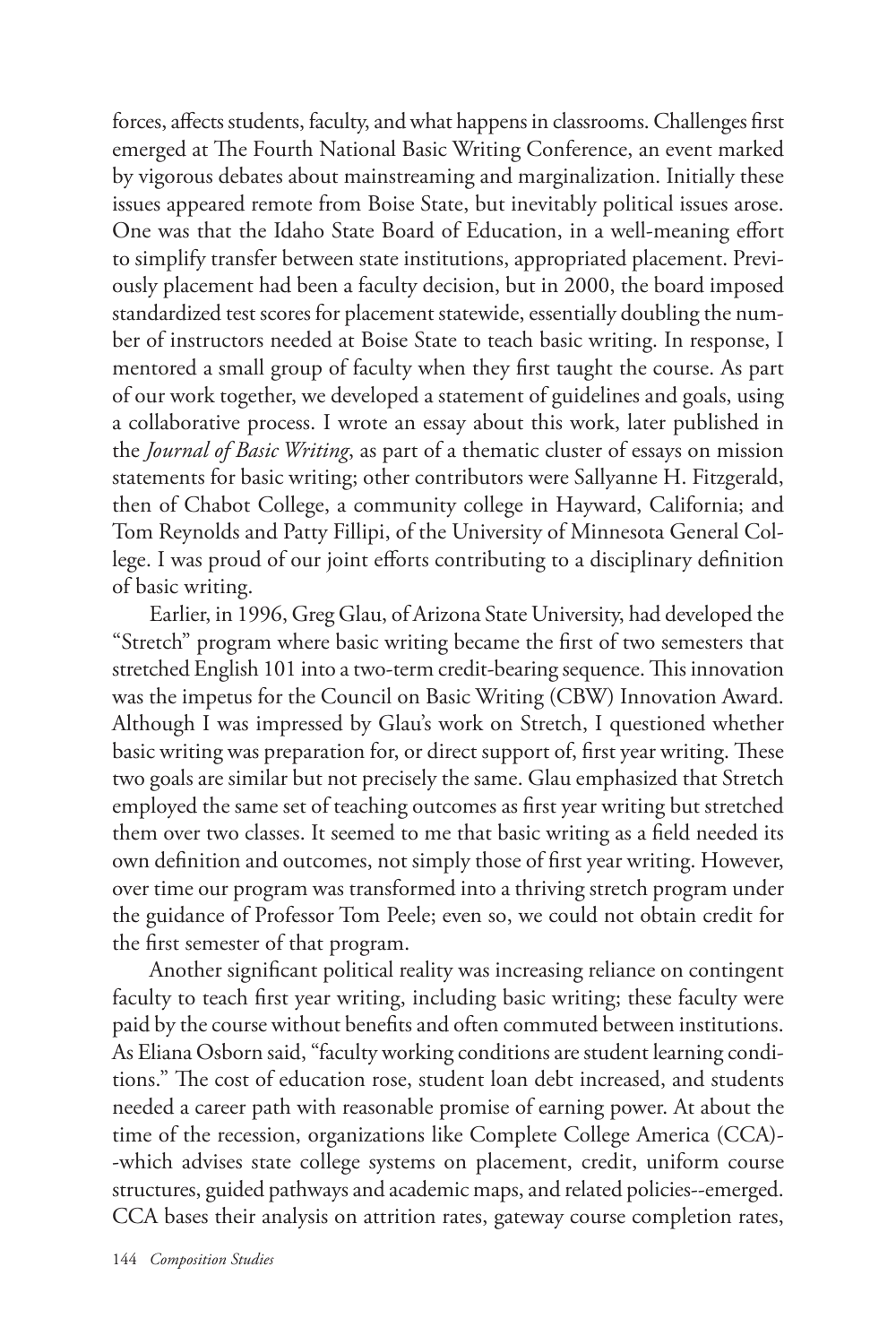forces, affects students, faculty, and what happens in classrooms. Challenges first emerged at The Fourth National Basic Writing Conference, an event marked by vigorous debates about mainstreaming and marginalization. Initially these issues appeared remote from Boise State, but inevitably political issues arose. One was that the Idaho State Board of Education, in a well-meaning effort to simplify transfer between state institutions, appropriated placement. Previously placement had been a faculty decision, but in 2000, the board imposed standardized test scores for placement statewide, essentially doubling the number of instructors needed at Boise State to teach basic writing. In response, I mentored a small group of faculty when they first taught the course. As part of our work together, we developed a statement of guidelines and goals, using a collaborative process. I wrote an essay about this work, later published in the *Journal of Basic Writing*, as part of a thematic cluster of essays on mission statements for basic writing; other contributors were Sallyanne H. Fitzgerald, then of Chabot College, a community college in Hayward, California; and Tom Reynolds and Patty Fillipi, of the University of Minnesota General College. I was proud of our joint efforts contributing to a disciplinary definition of basic writing.

Earlier, in 1996, Greg Glau, of Arizona State University, had developed the "Stretch" program where basic writing became the first of two semesters that stretched English 101 into a two-term credit-bearing sequence. This innovation was the impetus for the Council on Basic Writing (CBW) Innovation Award. Although I was impressed by Glau's work on Stretch, I questioned whether basic writing was preparation for, or direct support of, first year writing. These two goals are similar but not precisely the same. Glau emphasized that Stretch employed the same set of teaching outcomes as first year writing but stretched them over two classes. It seemed to me that basic writing as a field needed its own definition and outcomes, not simply those of first year writing. However, over time our program was transformed into a thriving stretch program under the guidance of Professor Tom Peele; even so, we could not obtain credit for the first semester of that program.

Another significant political reality was increasing reliance on contingent faculty to teach first year writing, including basic writing; these faculty were paid by the course without benefits and often commuted between institutions. As Eliana Osborn said, "faculty working conditions are student learning conditions." The cost of education rose, student loan debt increased, and students needed a career path with reasonable promise of earning power. At about the time of the recession, organizations like Complete College America (CCA)--which advises state college systems on placement, credit, uniform course structures, guided pathways and academic maps, and related policies--emerged. CCA bases their analysis on attrition rates, gateway course completion rates,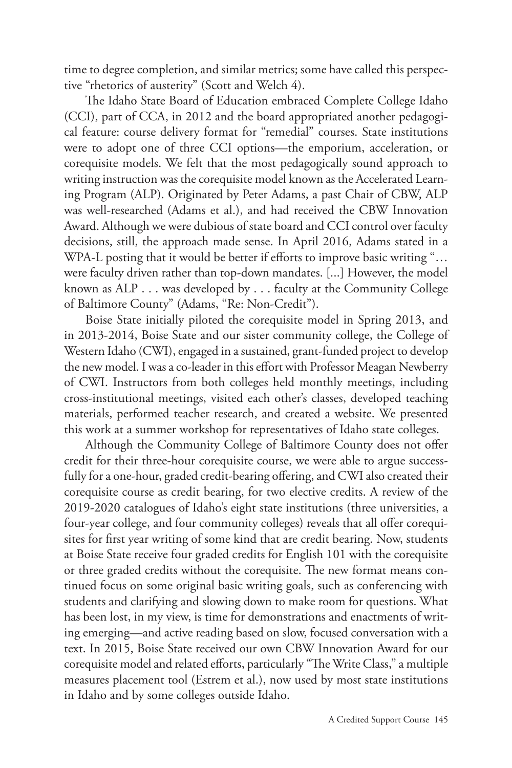time to degree completion, and similar metrics; some have called this perspective "rhetorics of austerity" (Scott and Welch 4).

The Idaho State Board of Education embraced Complete College Idaho (CCI), part of CCA, in 2012 and the board appropriated another pedagogical feature: course delivery format for "remedial" courses. State institutions were to adopt one of three CCI options—the emporium, acceleration, or corequisite models. We felt that the most pedagogically sound approach to writing instruction was the corequisite model known as the Accelerated Learning Program (ALP). Originated by Peter Adams, a past Chair of CBW, ALP was well-researched (Adams et al.), and had received the CBW Innovation Award. Although we were dubious of state board and CCI control over faculty decisions, still, the approach made sense. In April 2016, Adams stated in a WPA-L posting that it would be better if efforts to improve basic writing "… were faculty driven rather than top-down mandates. [...] However, the model known as ALP . . . was developed by . . . faculty at the Community College of Baltimore County" (Adams, "Re: Non-Credit").

Boise State initially piloted the corequisite model in Spring 2013, and in 2013-2014, Boise State and our sister community college, the College of Western Idaho (CWI), engaged in a sustained, grant-funded project to develop the new model. I was a co-leader in this effort with Professor Meagan Newberry of CWI. Instructors from both colleges held monthly meetings, including cross-institutional meetings, visited each other's classes, developed teaching materials, performed teacher research, and created a website. We presented this work at a summer workshop for representatives of Idaho state colleges.

Although the Community College of Baltimore County does not offer credit for their three-hour corequisite course, we were able to argue successfully for a one-hour, graded credit-bearing offering, and CWI also created their corequisite course as credit bearing, for two elective credits. A review of the 2019-2020 catalogues of Idaho's eight state institutions (three universities, a four-year college, and four community colleges) reveals that all offer corequisites for first year writing of some kind that are credit bearing. Now, students at Boise State receive four graded credits for English 101 with the corequisite or three graded credits without the corequisite. The new format means continued focus on some original basic writing goals, such as conferencing with students and clarifying and slowing down to make room for questions. What has been lost, in my view, is time for demonstrations and enactments of writing emerging—and active reading based on slow, focused conversation with a text. In 2015, Boise State received our own CBW Innovation Award for our corequisite model and related efforts, particularly "The Write Class," a multiple measures placement tool (Estrem et al.), now used by most state institutions in Idaho and by some colleges outside Idaho.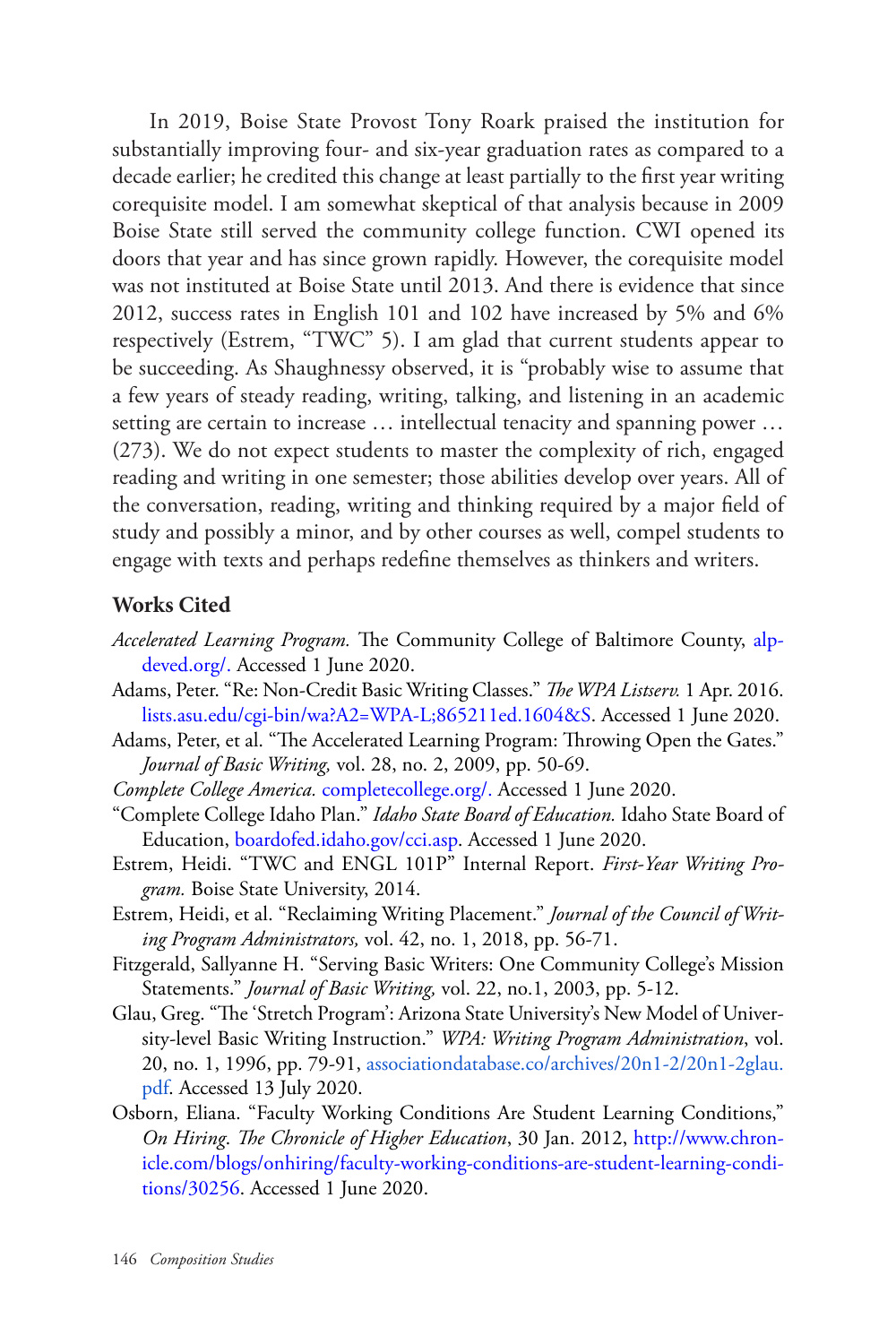In 2019, Boise State Provost Tony Roark praised the institution for substantially improving four- and six-year graduation rates as compared to a decade earlier; he credited this change at least partially to the first year writing corequisite model. I am somewhat skeptical of that analysis because in 2009 Boise State still served the community college function. CWI opened its doors that year and has since grown rapidly. However, the corequisite model was not instituted at Boise State until 2013. And there is evidence that since 2012, success rates in English 101 and 102 have increased by 5% and 6% respectively (Estrem, "TWC" 5). I am glad that current students appear to be succeeding. As Shaughnessy observed, it is "probably wise to assume that a few years of steady reading, writing, talking, and listening in an academic setting are certain to increase … intellectual tenacity and spanning power … (273). We do not expect students to master the complexity of rich, engaged reading and writing in one semester; those abilities develop over years. All of the conversation, reading, writing and thinking required by a major field of study and possibly a minor, and by other courses as well, compel students to engage with texts and perhaps redefine themselves as thinkers and writers.

## Works Cited

*Accelerated Learning Program.* The Community College of Baltimore County, alp-deved.org/. Accessed 1 June 2020.

Adams, Peter. "Re: Non-Credit Basic Writing Classes." *The WPA Listserv.* 1 Apr. 2016. lists.asu.edu/cgi-bin/wa?A2=WPA-L;865211ed.1604&S. Accessed 1 June 2020.

Adams, Peter, et al. "The Accelerated Learning Program: Throwing Open the Gates." *Journal of Basic Writing,* vol. 28, no. 2, 2009, pp. 50-69.

*Complete College America.* completecollege.org/. Accessed 1 June 2020.

"Complete College Idaho Plan." *Idaho State Board of Education.* Idaho State Board of Education, boardofed.idaho.gov/cci.asp. Accessed 1 June 2020.

Estrem, Heidi. "TWC and ENGL 101P" Internal Report. *First-Year Writing Program.* Boise State University, 2014.

Estrem, Heidi, et al. "Reclaiming Writing Placement." *Journal of the Council of Writing Program Administrators,* vol. 42, no. 1, 2018, pp. 56-71.

Fitzgerald, Sallyanne H. "Serving Basic Writers: One Community College's Mission Statements." *Journal of Basic Writing,* vol. 22, no.1, 2003, pp. 5-12.

Glau, Greg. "The 'Stretch Program': Arizona State University's New Model of University-level Basic Writing Instruction." *WPA: Writing Program Administration*, vol. 20, no. 1, 1996, pp. 79-91, associationdatabase.co/archives/20n1-2/20n1-2glau.pdf. Accessed 13 July 2020.

Osborn, Eliana. "Faculty Working Conditions Are Student Learning Conditions," *On Hiring*. *The Chronicle of Higher Education*, 30 Jan. 2012, http://www.chronicle.com/blogs/onhiring/faculty-working-conditions-are-student-learning-conditions/30256. Accessed 1 June 2020.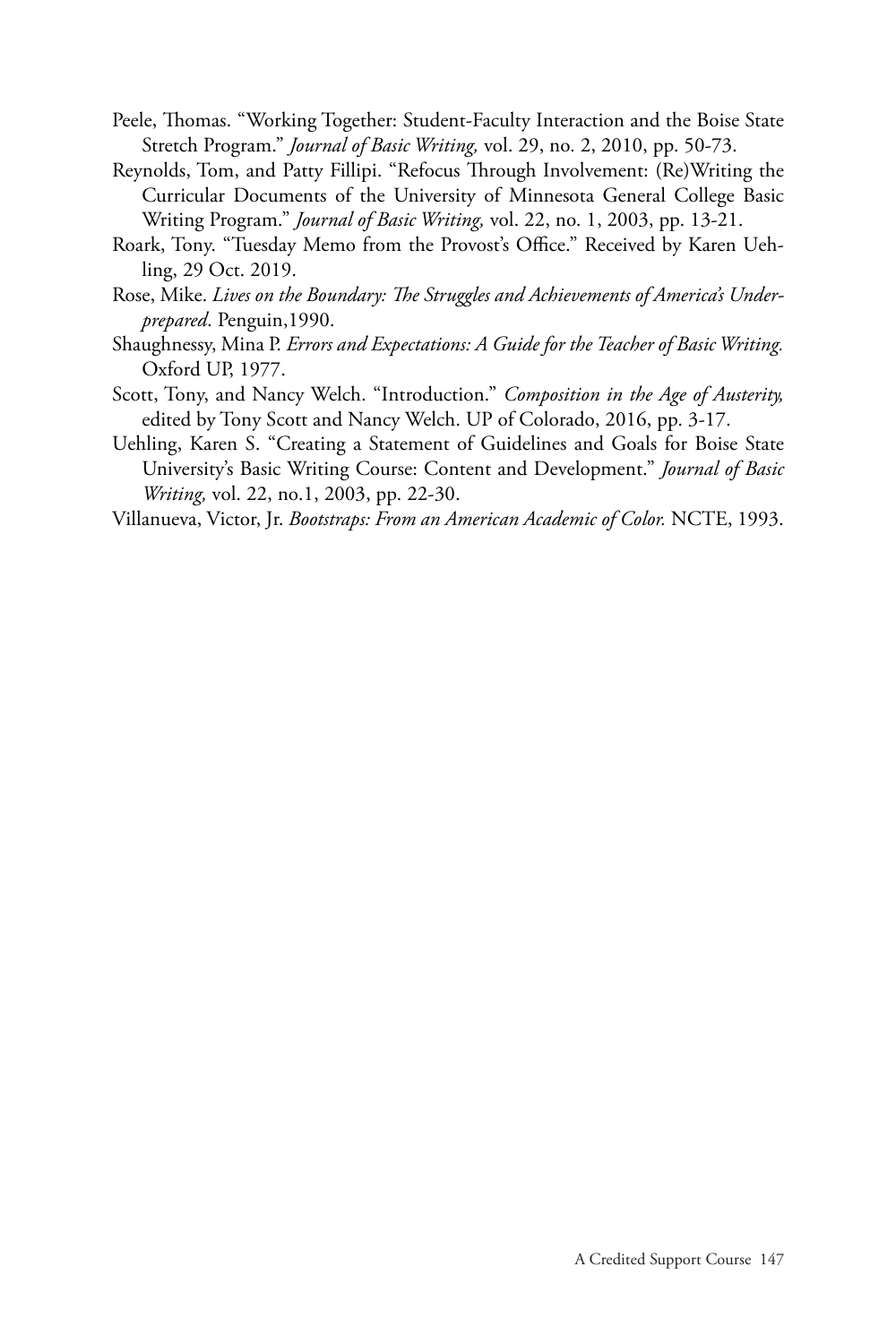Peele, Thomas. "Working Together: Student-Faculty Interaction and the Boise State Stretch Program." *Journal of Basic Writing,* vol. 29, no. 2, 2010, pp. 50-73.

Reynolds, Tom, and Patty Fillipi. "Refocus Through Involvement: (Re)Writing the Curricular Documents of the University of Minnesota General College Basic Writing Program." *Journal of Basic Writing,* vol. 22, no. 1, 2003, pp. 13-21.

Roark, Tony. "Tuesday Memo from the Provost's Office." Received by Karen Uehling, 29 Oct. 2019.

Rose, Mike. *Lives on the Boundary: The Struggles and Achievements of America's Underprepared*. Penguin,1990.

Shaughnessy, Mina P. *Errors and Expectations: A Guide for the Teacher of Basic Writing.* Oxford UP, 1977.

Scott, Tony, and Nancy Welch. "Introduction." *Composition in the Age of Austerity,* edited by Tony Scott and Nancy Welch. UP of Colorado, 2016, pp. 3-17.

Uehling, Karen S. "Creating a Statement of Guidelines and Goals for Boise State University's Basic Writing Course: Content and Development." *Journal of Basic Writing,* vol. 22, no.1, 2003, pp. 22-30.

Villanueva, Victor, Jr. *Bootstraps: From an American Academic of Color.* NCTE, 1993.